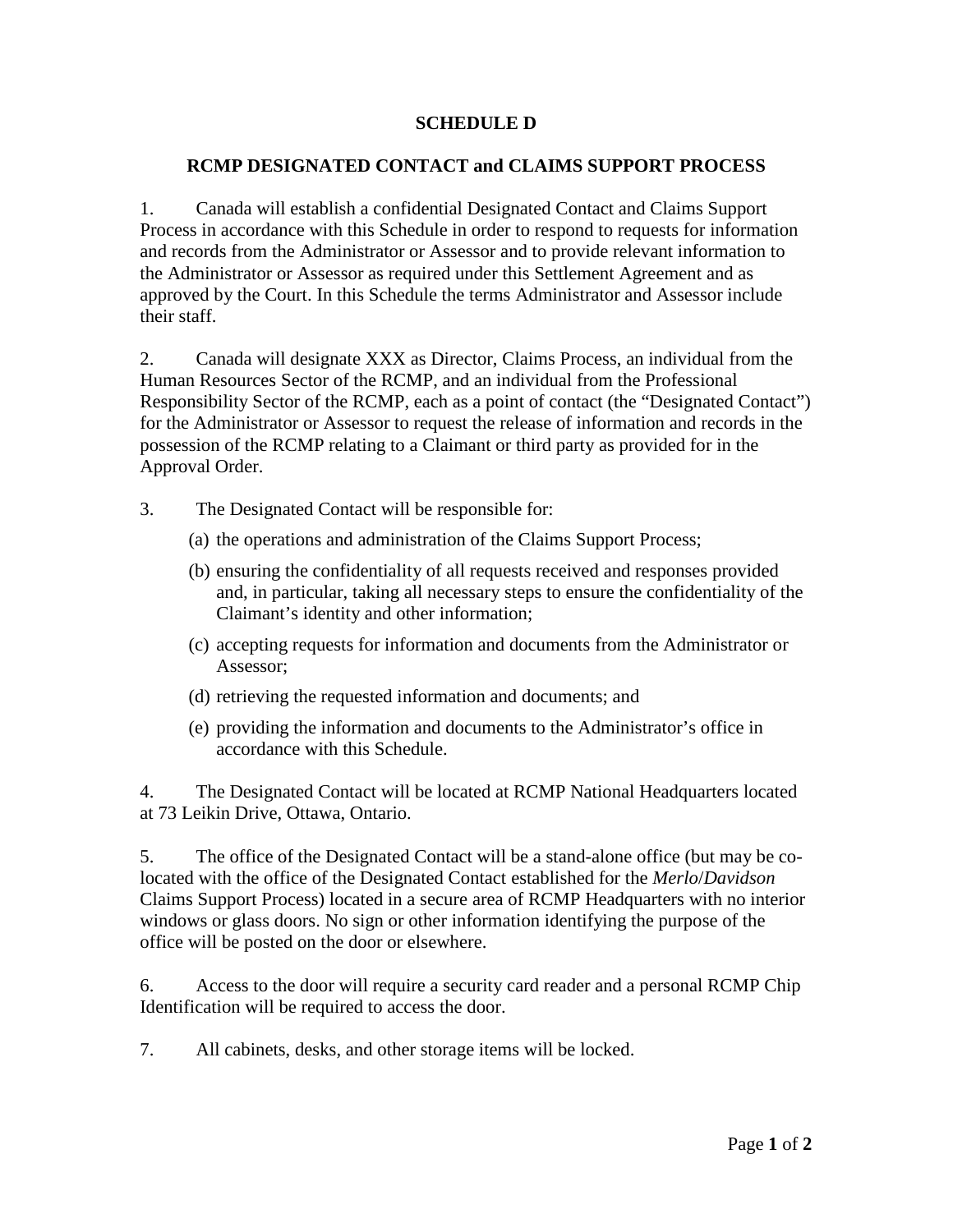# SCHEDULE D

## RCMP DESIGNATED CONTACT and CLAIMS SUPPORT PROCESS

1. Canada will establish a confidential Designated Contact and Claims Support Process in accordance with this Schedule in order to respond to requests for information and records from the Administrator or Assessor and to provide relevant information to the Administrator or Assessor as required under this Settlement Agreement and as approved by the Court. In this Schedule the terms Administrator and Assessor include their staff.

2. Canada will designate XXX as Director, Claims Process, an individual from the Human Resources Sector of the RCMP, and an individual from the Professional Responsibility Sector of the RCMP, each as a point of contact (the "Designated Contact") for the Administrator or Assessor to request the release of information and records in the possession of the RCMP relating to a Claimant or third party as provided for in the Approval Order.

3. The Designated Contact will be responsible for:

   (a) the operations and administration of the Claims Support Process;

   (b) ensuring the confidentiality of all requests received and responses provided and, in particular, taking all necessary steps to ensure the confidentiality of the Claimant's identity and other information;

   (c) accepting requests for information and documents from the Administrator or Assessor;

   (d) retrieving the requested information and documents; and

   (e) providing the information and documents to the Administrator's office in accordance with this Schedule.

4. The Designated Contact will be located at RCMP National Headquarters located at 73 Leikin Drive, Ottawa, Ontario.

5. The office of the Designated Contact will be a stand-alone office (but may be co-located with the office of the Designated Contact established for the *Merlo*/*Davidson* Claims Support Process) located in a secure area of RCMP Headquarters with no interior windows or glass doors. No sign or other information identifying the purpose of the office will be posted on the door or elsewhere.

6. Access to the door will require a security card reader and a personal RCMP Chip Identification will be required to access the door.

7. All cabinets, desks, and other storage items will be locked.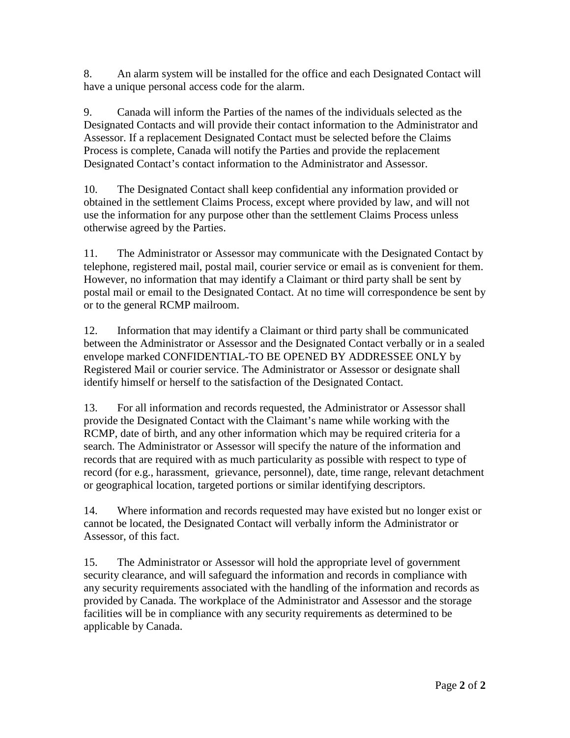8. An alarm system will be installed for the office and each Designated Contact will have a unique personal access code for the alarm.

9. Canada will inform the Parties of the names of the individuals selected as the Designated Contacts and will provide their contact information to the Administrator and Assessor. If a replacement Designated Contact must be selected before the Claims Process is complete, Canada will notify the Parties and provide the replacement Designated Contact's contact information to the Administrator and Assessor.

10. The Designated Contact shall keep confidential any information provided or obtained in the settlement Claims Process, except where provided by law, and will not use the information for any purpose other than the settlement Claims Process unless otherwise agreed by the Parties.

11. The Administrator or Assessor may communicate with the Designated Contact by telephone, registered mail, postal mail, courier service or email as is convenient for them. However, no information that may identify a Claimant or third party shall be sent by postal mail or email to the Designated Contact. At no time will correspondence be sent by or to the general RCMP mailroom.

12. Information that may identify a Claimant or third party shall be communicated between the Administrator or Assessor and the Designated Contact verbally or in a sealed envelope marked CONFIDENTIAL-TO BE OPENED BY ADDRESSEE ONLY by Registered Mail or courier service. The Administrator or Assessor or designate shall identify himself or herself to the satisfaction of the Designated Contact.

13. For all information and records requested, the Administrator or Assessor shall provide the Designated Contact with the Claimant's name while working with the RCMP, date of birth, and any other information which may be required criteria for a search. The Administrator or Assessor will specify the nature of the information and records that are required with as much particularity as possible with respect to type of record (for e.g., harassment, grievance, personnel), date, time range, relevant detachment or geographical location, targeted portions or similar identifying descriptors.

14. Where information and records requested may have existed but no longer exist or cannot be located, the Designated Contact will verbally inform the Administrator or Assessor, of this fact.

15. The Administrator or Assessor will hold the appropriate level of government security clearance, and will safeguard the information and records in compliance with any security requirements associated with the handling of the information and records as provided by Canada. The workplace of the Administrator and Assessor and the storage facilities will be in compliance with any security requirements as determined to be applicable by Canada.